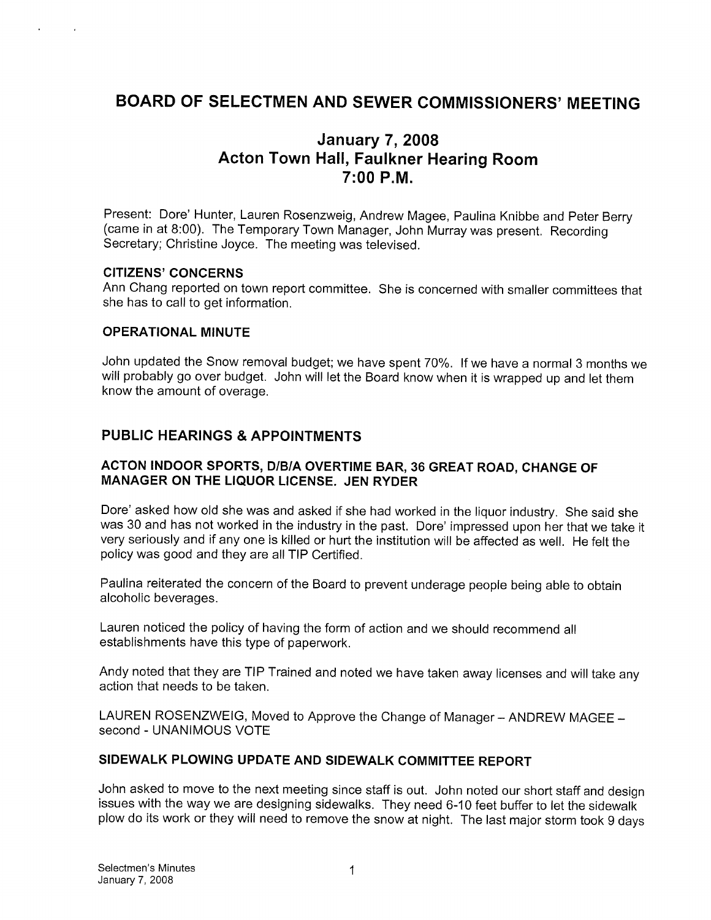# BOARD OF SELECTMEN AND SEWER COMMISSIONERS' MEETING

## January 7, 2008
## Acton Town Hall, Faulkner Hearing Room
## 7:00 P.M.

Present: Dore' Hunter, Lauren Rosenzweig, Andrew Magee, Paulina Knibbe and Peter Berry (came in at 8:00). The Temporary Town Manager, John Murray was present. Recording Secretary; Christine Joyce. The meeting was televised.

### CITIZENS' CONCERNS

Ann Chang reported on town report committee. She is concerned with smaller committees that she has to call to get information.

### OPERATIONAL MINUTE

John updated the Snow removal budget; we have spent 70%. If we have a normal 3 months we will probably go over budget. John will let the Board know when it is wrapped up and let them know the amount of overage.

## PUBLIC HEARINGS & APPOINTMENTS

### ACTON INDOOR SPORTS, D/B/A OVERTIME BAR, 36 GREAT ROAD, CHANGE OF MANAGER ON THE LIQUOR LICENSE. JEN RYDER

Dore' asked how old she was and asked if she had worked in the liquor industry. She said she was 30 and has not worked in the industry in the past. Dore' impressed upon her that we take it very seriously and if any one is killed or hurt the institution will be affected as well. He felt the policy was good and they are all TIP Certified.

Paulina reiterated the concern of the Board to prevent underage people being able to obtain alcoholic beverages.

Lauren noticed the policy of having the form of action and we should recommend all establishments have this type of paperwork.

Andy noted that they are TIP Trained and noted we have taken away licenses and will take any action that needs to be taken.

LAUREN ROSENZWEIG, Moved to Approve the Change of Manager – ANDREW MAGEE – second - UNANIMOUS VOTE

### SIDEWALK PLOWING UPDATE AND SIDEWALK COMMITTEE REPORT

John asked to move to the next meeting since staff is out. John noted our short staff and design issues with the way we are designing sidewalks. They need 6-10 feet buffer to let the sidewalk plow do its work or they will need to remove the snow at night. The last major storm took 9 days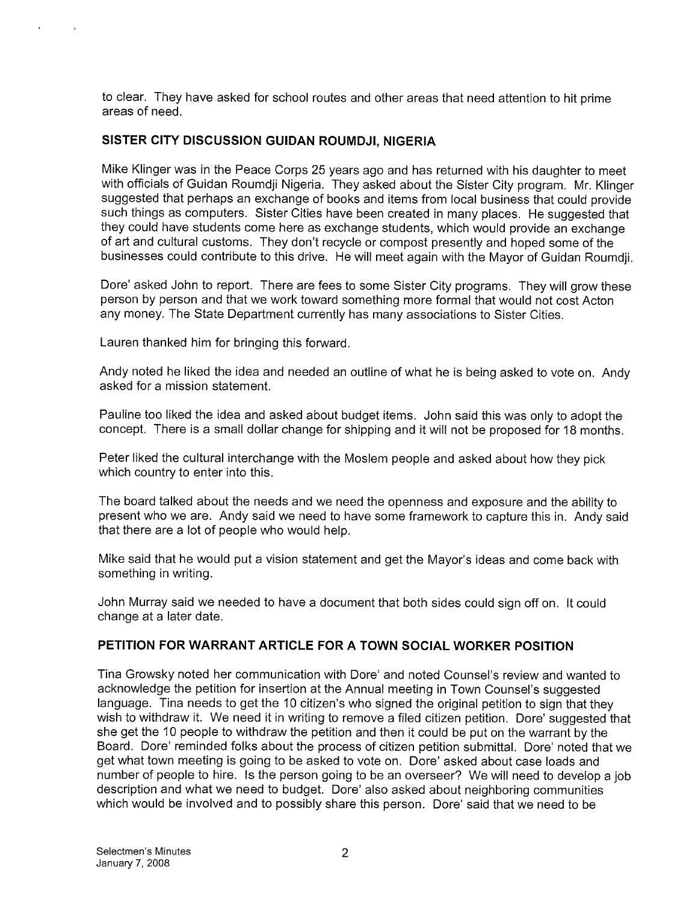to clear. They have asked for school routes and other areas that need attention to hit prime areas of need.

## SISTER CITY DISCUSSION GUIDAN ROUMDJI, NIGERIA

Mike Klinger was in the Peace Corps 25 years ago and has returned with his daughter to meet with officials of Guidan Roumdji Nigeria. They asked about the Sister City program. Mr. Klinger suggested that perhaps an exchange of books and items from local business that could provide such things as computers. Sister Cities have been created in many places. He suggested that they could have students come here as exchange students, which would provide an exchange of art and cultural customs. They don't recycle or compost presently and hoped some of the businesses could contribute to this drive. He will meet again with the Mayor of Guidan Roumdji.

Dore' asked John to report. There are fees to some Sister City programs. They will grow these person by person and that we work toward something more formal that would not cost Acton any money. The State Department currently has many associations to Sister Cities.

Lauren thanked him for bringing this forward.

Andy noted he liked the idea and needed an outline of what he is being asked to vote on. Andy asked for a mission statement.

Pauline too liked the idea and asked about budget items. John said this was only to adopt the concept. There is a small dollar change for shipping and it will not be proposed for 18 months.

Peter liked the cultural interchange with the Moslem people and asked about how they pick which country to enter into this.

The board talked about the needs and we need the openness and exposure and the ability to present who we are. Andy said we need to have some framework to capture this in. Andy said that there are a lot of people who would help.

Mike said that he would put a vision statement and get the Mayor's ideas and come back with something in writing.

John Murray said we needed to have a document that both sides could sign off on. It could change at a later date.

## PETITION FOR WARRANT ARTICLE FOR A TOWN SOCIAL WORKER POSITION

Tina Growsky noted her communication with Dore' and noted Counsel's review and wanted to acknowledge the petition for insertion at the Annual meeting in Town Counsel's suggested language. Tina needs to get the 10 citizen's who signed the original petition to sign that they wish to withdraw it. We need it in writing to remove a filed citizen petition. Dore' suggested that she get the 10 people to withdraw the petition and then it could be put on the warrant by the Board. Dore' reminded folks about the process of citizen petition submittal. Dore' noted that we get what town meeting is going to be asked to vote on. Dore' asked about case loads and number of people to hire. Is the person going to be an overseer? We will need to develop a job description and what we need to budget. Dore' also asked about neighboring communities which would be involved and to possibly share this person. Dore' said that we need to be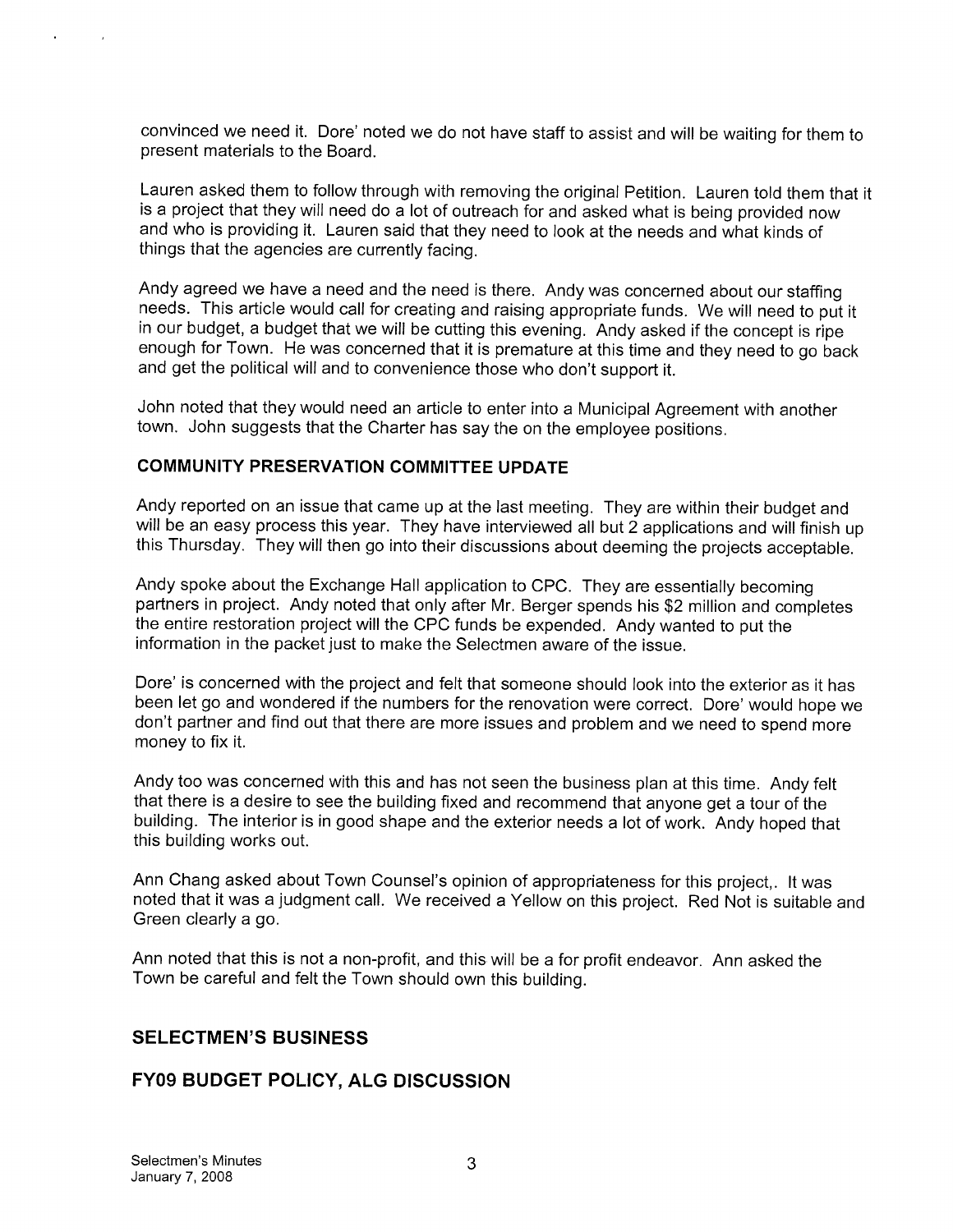convinced we need it. Dore' noted we do not have staff to assist and will be waiting for them to present materials to the Board.

Lauren asked them to follow through with removing the original Petition. Lauren told them that it is a project that they will need do a lot of outreach for and asked what is being provided now and who is providing it. Lauren said that they need to look at the needs and what kinds of things that the agencies are currently facing.

Andy agreed we have a need and the need is there. Andy was concerned about our staffing needs. This article would call for creating and raising appropriate funds. We will need to put it in our budget, a budget that we will be cutting this evening. Andy asked if the concept is ripe enough for Town. He was concerned that it is premature at this time and they need to go back and get the political will and to convenience those who don't support it.

John noted that they would need an article to enter into a Municipal Agreement with another town. John suggests that the Charter has say the on the employee positions.

### COMMUNITY PRESERVATION COMMITTEE UPDATE

Andy reported on an issue that came up at the last meeting. They are within their budget and will be an easy process this year. They have interviewed all but 2 applications and will finish up this Thursday. They will then go into their discussions about deeming the projects acceptable.

Andy spoke about the Exchange Hall application to CPC. They are essentially becoming partners in project. Andy noted that only after Mr. Berger spends his $2 million and completes the entire restoration project will the CPC funds be expended. Andy wanted to put the information in the packet just to make the Selectmen aware of the issue.

Dore' is concerned with the project and felt that someone should look into the exterior as it has been let go and wondered if the numbers for the renovation were correct. Dore' would hope we don't partner and find out that there are more issues and problem and we need to spend more money to fix it.

Andy too was concerned with this and has not seen the business plan at this time. Andy felt that there is a desire to see the building fixed and recommend that anyone get a tour of the building. The interior is in good shape and the exterior needs a lot of work. Andy hoped that this building works out.

Ann Chang asked about Town Counsel's opinion of appropriateness for this project,. It was noted that it was a judgment call. We received a Yellow on this project. Red Not is suitable and Green clearly a go.

Ann noted that this is not a non-profit, and this will be a for profit endeavor. Ann asked the Town be careful and felt the Town should own this building.

## SELECTMEN'S BUSINESS

## FY09 BUDGET POLICY, ALG DISCUSSION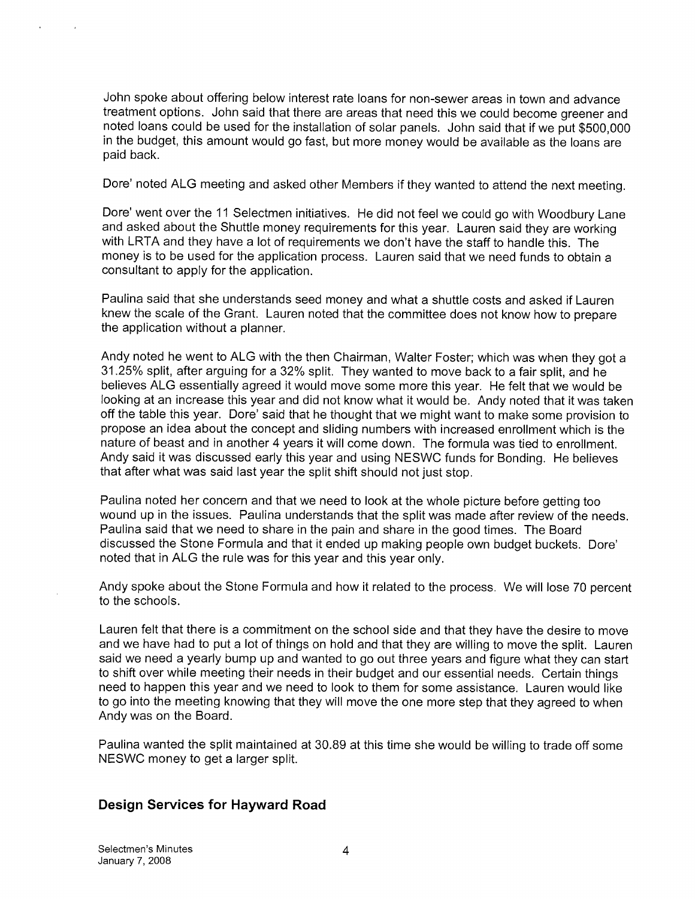John spoke about offering below interest rate loans for non-sewer areas in town and advance treatment options. John said that there are areas that need this we could become greener and noted loans could be used for the installation of solar panels. John said that if we put $500,000 in the budget, this amount would go fast, but more money would be available as the loans are paid back.

Dore' noted ALG meeting and asked other Members if they wanted to attend the next meeting.

Dore' went over the 11 Selectmen initiatives. He did not feel we could go with Woodbury Lane and asked about the Shuttle money requirements for this year. Lauren said they are working with LRTA and they have a lot of requirements we don't have the staff to handle this. The money is to be used for the application process. Lauren said that we need funds to obtain a consultant to apply for the application.

Paulina said that she understands seed money and what a shuttle costs and asked if Lauren knew the scale of the Grant. Lauren noted that the committee does not know how to prepare the application without a planner.

Andy noted he went to ALG with the then Chairman, Walter Foster; which was when they got a 31.25% split, after arguing for a 32% split. They wanted to move back to a fair split, and he believes ALG essentially agreed it would move some more this year. He felt that we would be looking at an increase this year and did not know what it would be. Andy noted that it was taken off the table this year. Dore' said that he thought that we might want to make some provision to propose an idea about the concept and sliding numbers with increased enrollment which is the nature of beast and in another 4 years it will come down. The formula was tied to enrollment. Andy said it was discussed early this year and using NESWC funds for Bonding. He believes that after what was said last year the split shift should not just stop.

Paulina noted her concern and that we need to look at the whole picture before getting too wound up in the issues. Paulina understands that the split was made after review of the needs. Paulina said that we need to share in the pain and share in the good times. The Board discussed the Stone Formula and that it ended up making people own budget buckets. Dore' noted that in ALG the rule was for this year and this year only.

Andy spoke about the Stone Formula and how it related to the process. We will lose 70 percent to the schools.

Lauren felt that there is a commitment on the school side and that they have the desire to move and we have had to put a lot of things on hold and that they are willing to move the split. Lauren said we need a yearly bump up and wanted to go out three years and figure what they can start to shift over while meeting their needs in their budget and our essential needs. Certain things need to happen this year and we need to look to them for some assistance. Lauren would like to go into the meeting knowing that they will move the one more step that they agreed to when Andy was on the Board.

Paulina wanted the split maintained at 30.89 at this time she would be willing to trade off some NESWC money to get a larger split.

## Design Services for Hayward Road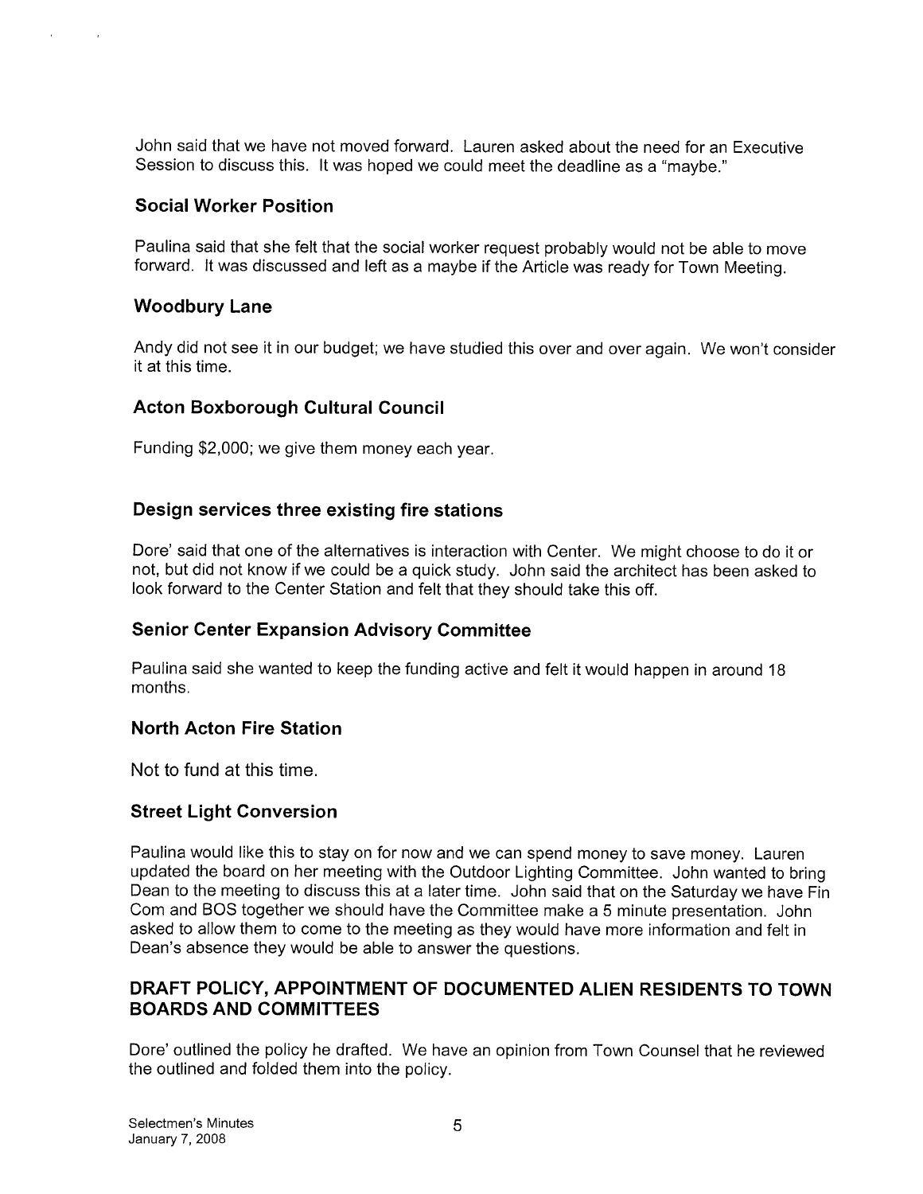John said that we have not moved forward. Lauren asked about the need for an Executive Session to discuss this. It was hoped we could meet the deadline as a "maybe."

### Social Worker Position

Paulina said that she felt that the social worker request probably would not be able to move forward. It was discussed and left as a maybe if the Article was ready for Town Meeting.

### Woodbury Lane

Andy did not see it in our budget; we have studied this over and over again. We won't consider it at this time.

### Acton Boxborough Cultural Council

Funding $2,000; we give them money each year.

### Design services three existing fire stations

Dore' said that one of the alternatives is interaction with Center. We might choose to do it or not, but did not know if we could be a quick study. John said the architect has been asked to look forward to the Center Station and felt that they should take this off.

### Senior Center Expansion Advisory Committee

Paulina said she wanted to keep the funding active and felt it would happen in around 18 months.

### North Acton Fire Station

Not to fund at this time.

### Street Light Conversion

Paulina would like this to stay on for now and we can spend money to save money. Lauren updated the board on her meeting with the Outdoor Lighting Committee. John wanted to bring Dean to the meeting to discuss this at a later time. John said that on the Saturday we have Fin Com and BOS together we should have the Committee make a 5 minute presentation. John asked to allow them to come to the meeting as they would have more information and felt in Dean's absence they would be able to answer the questions.

## DRAFT POLICY, APPOINTMENT OF DOCUMENTED ALIEN RESIDENTS TO TOWN BOARDS AND COMMITTEES

Dore' outlined the policy he drafted. We have an opinion from Town Counsel that he reviewed the outlined and folded them into the policy.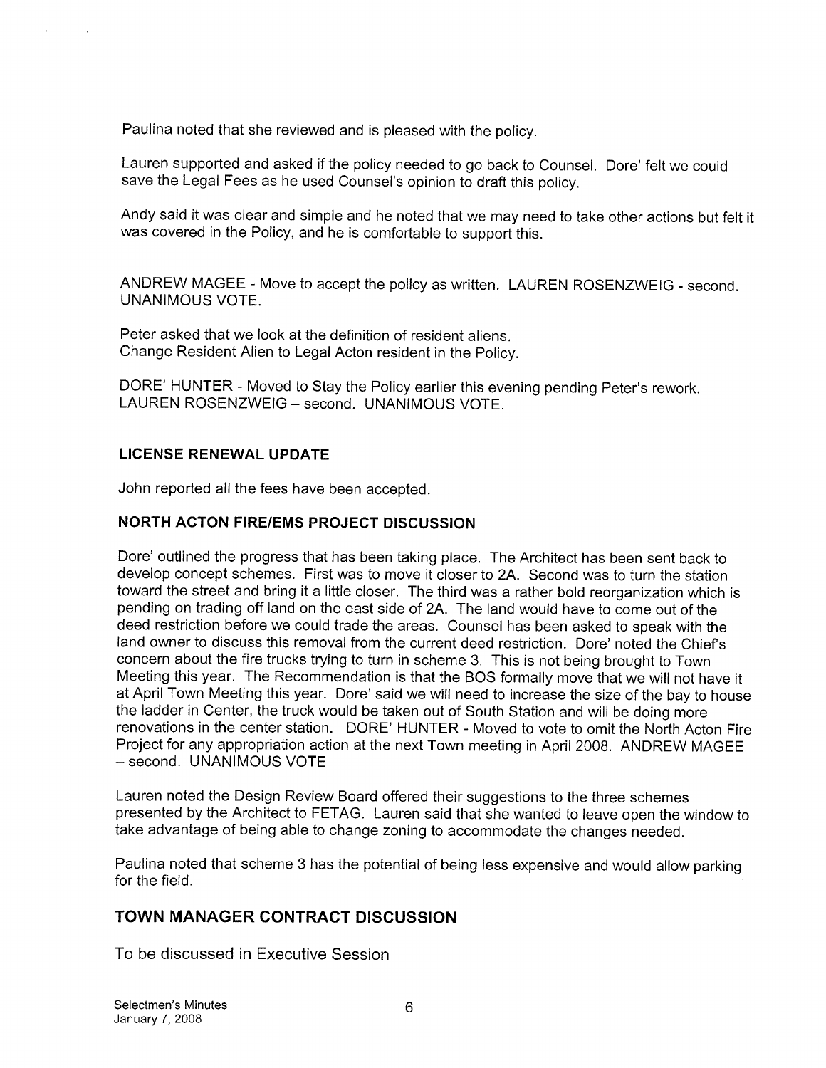Paulina noted that she reviewed and is pleased with the policy.

Lauren supported and asked if the policy needed to go back to Counsel. Dore' felt we could save the Legal Fees as he used Counsel's opinion to draft this policy.

Andy said it was clear and simple and he noted that we may need to take other actions but felt it was covered in the Policy, and he is comfortable to support this.

ANDREW MAGEE - Move to accept the policy as written. LAUREN ROSENZWEIG - second. UNANIMOUS VOTE.

Peter asked that we look at the definition of resident aliens.
Change Resident Alien to Legal Acton resident in the Policy.

DORE' HUNTER - Moved to Stay the Policy earlier this evening pending Peter's rework. LAUREN ROSENZWEIG – second. UNANIMOUS VOTE.

### LICENSE RENEWAL UPDATE

John reported all the fees have been accepted.

### NORTH ACTON FIRE/EMS PROJECT DISCUSSION

Dore' outlined the progress that has been taking place. The Architect has been sent back to develop concept schemes. First was to move it closer to 2A. Second was to turn the station toward the street and bring it a little closer. The third was a rather bold reorganization which is pending on trading off land on the east side of 2A. The land would have to come out of the deed restriction before we could trade the areas. Counsel has been asked to speak with the land owner to discuss this removal from the current deed restriction. Dore' noted the Chief's concern about the fire trucks trying to turn in scheme 3. This is not being brought to Town Meeting this year. The Recommendation is that the BOS formally move that we will not have it at April Town Meeting this year. Dore' said we will need to increase the size of the bay to house the ladder in Center, the truck would be taken out of South Station and will be doing more renovations in the center station. DORE' HUNTER - Moved to vote to omit the North Acton Fire Project for any appropriation action at the next Town meeting in April 2008. ANDREW MAGEE – second. UNANIMOUS VOTE

Lauren noted the Design Review Board offered their suggestions to the three schemes presented by the Architect to FETAG. Lauren said that she wanted to leave open the window to take advantage of being able to change zoning to accommodate the changes needed.

Paulina noted that scheme 3 has the potential of being less expensive and would allow parking for the field.

## TOWN MANAGER CONTRACT DISCUSSION

To be discussed in Executive Session

Selectmen's Minutes
January 7, 2008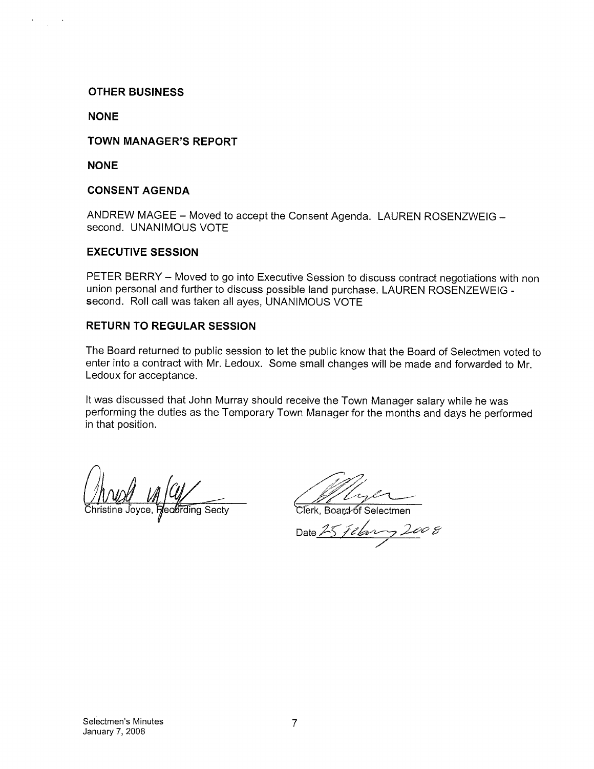**OTHER BUSINESS**

**NONE**

**TOWN MANAGER'S REPORT**

**NONE**

**CONSENT AGENDA**

ANDREW MAGEE – Moved to accept the Consent Agenda. LAUREN ROSENZWEIG – second. UNANIMOUS VOTE

**EXECUTIVE SESSION**

PETER BERRY – Moved to go into Executive Session to discuss contract negotiations with non union personal and further to discuss possible land purchase. LAUREN ROSENZEWEIG - second. Roll call was taken all ayes, UNANIMOUS VOTE

**RETURN TO REGULAR SESSION**

The Board returned to public session to let the public know that the Board of Selectmen voted to enter into a contract with Mr. Ledoux. Some small changes will be made and forwarded to Mr. Ledoux for acceptance.

It was discussed that John Murray should receive the Town Manager salary while he was performing the duties as the Temporary Town Manager for the months and days he performed in that position.

Christine Joyce, Recording Secty

Clerk, Board of Selectmen

Date 25 February 2008

Selectmen's Minutes
January 7, 2008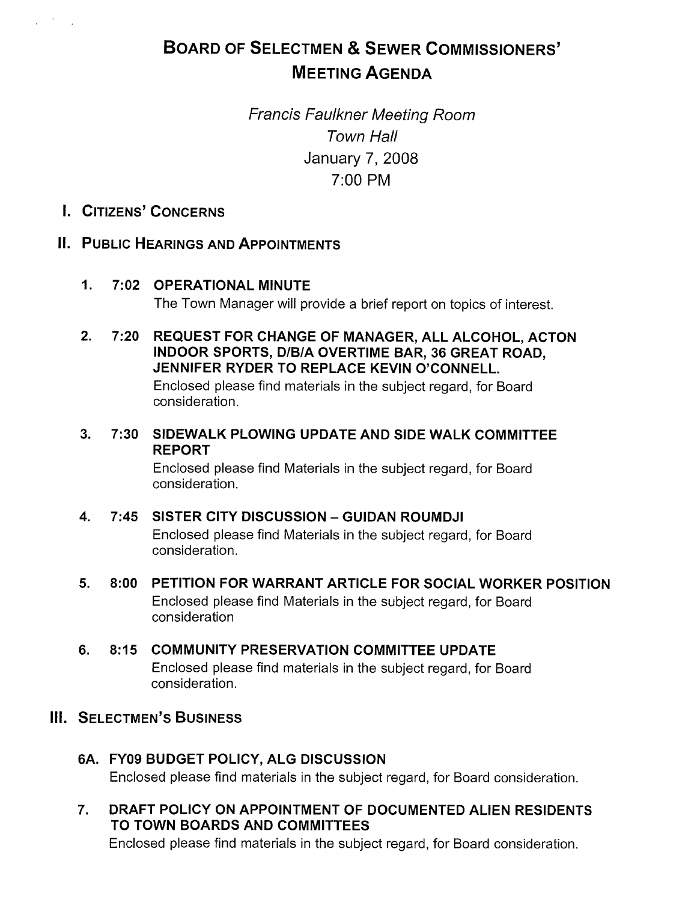# BOARD OF SELECTMEN & SEWER COMMISSIONERS' MEETING AGENDA

*Francis Faulkner Meeting Room*
*Town Hall*
January 7, 2008
7:00 PM

## I. CITIZENS' CONCERNS

## II. PUBLIC HEARINGS AND APPOINTMENTS

1. **7:02 OPERATIONAL MINUTE**
   The Town Manager will provide a brief report on topics of interest.

2. **7:20 REQUEST FOR CHANGE OF MANAGER, ALL ALCOHOL, ACTON INDOOR SPORTS, D/B/A OVERTIME BAR, 36 GREAT ROAD, JENNIFER RYDER TO REPLACE KEVIN O'CONNELL.**
   Enclosed please find materials in the subject regard, for Board consideration.

3. **7:30 SIDEWALK PLOWING UPDATE AND SIDE WALK COMMITTEE REPORT**
   Enclosed please find Materials in the subject regard, for Board consideration.

4. **7:45 SISTER CITY DISCUSSION – GUIDAN ROUMDJI**
   Enclosed please find Materials in the subject regard, for Board consideration.

5. **8:00 PETITION FOR WARRANT ARTICLE FOR SOCIAL WORKER POSITION**
   Enclosed please find Materials in the subject regard, for Board consideration

6. **8:15 COMMUNITY PRESERVATION COMMITTEE UPDATE**
   Enclosed please find materials in the subject regard, for Board consideration.

## III. SELECTMEN'S BUSINESS

**6A. FY09 BUDGET POLICY, ALG DISCUSSION**
Enclosed please find materials in the subject regard, for Board consideration.

**7. DRAFT POLICY ON APPOINTMENT OF DOCUMENTED ALIEN RESIDENTS TO TOWN BOARDS AND COMMITTEES**
Enclosed please find materials in the subject regard, for Board consideration.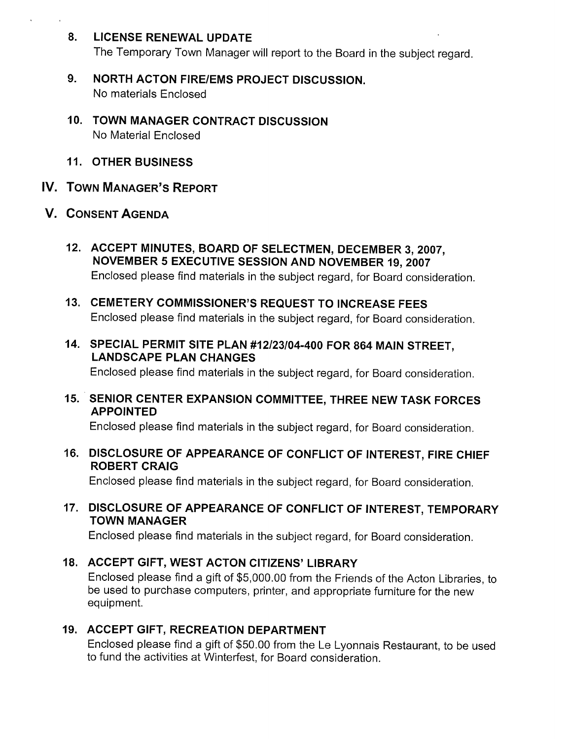8. **LICENSE RENEWAL UPDATE**
   The Temporary Town Manager will report to the Board in the subject regard.

9. **NORTH ACTON FIRE/EMS PROJECT DISCUSSION.**
   No materials Enclosed

10. **TOWN MANAGER CONTRACT DISCUSSION**
    No Material Enclosed

11. **OTHER BUSINESS**

## IV. TOWN MANAGER'S REPORT

## V. CONSENT AGENDA

12. **ACCEPT MINUTES, BOARD OF SELECTMEN, DECEMBER 3, 2007, NOVEMBER 5 EXECUTIVE SESSION AND NOVEMBER 19, 2007**
    Enclosed please find materials in the subject regard, for Board consideration.

13. **CEMETERY COMMISSIONER'S REQUEST TO INCREASE FEES**
    Enclosed please find materials in the subject regard, for Board consideration.

14. **SPECIAL PERMIT SITE PLAN #12/23/04-400 FOR 864 MAIN STREET, LANDSCAPE PLAN CHANGES**
    Enclosed please find materials in the subject regard, for Board consideration.

15. **SENIOR CENTER EXPANSION COMMITTEE, THREE NEW TASK FORCES APPOINTED**
    Enclosed please find materials in the subject regard, for Board consideration.

16. **DISCLOSURE OF APPEARANCE OF CONFLICT OF INTEREST, FIRE CHIEF ROBERT CRAIG**
    Enclosed please find materials in the subject regard, for Board consideration.

17. **DISCLOSURE OF APPEARANCE OF CONFLICT OF INTEREST, TEMPORARY TOWN MANAGER**
    Enclosed please find materials in the subject regard, for Board consideration.

18. **ACCEPT GIFT, WEST ACTON CITIZENS' LIBRARY**
    Enclosed please find a gift of $5,000.00 from the Friends of the Acton Libraries, to be used to purchase computers, printer, and appropriate furniture for the new equipment.

19. **ACCEPT GIFT, RECREATION DEPARTMENT**
    Enclosed please find a gift of $50.00 from the Le Lyonnais Restaurant, to be used to fund the activities at Winterfest, for Board consideration.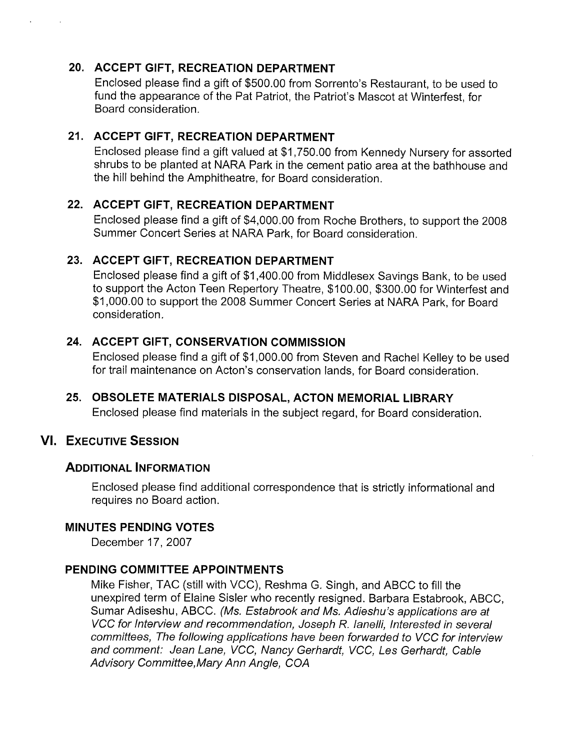### 20. ACCEPT GIFT, RECREATION DEPARTMENT

Enclosed please find a gift of $500.00 from Sorrento's Restaurant, to be used to fund the appearance of the Pat Patriot, the Patriot's Mascot at Winterfest, for Board consideration.

### 21. ACCEPT GIFT, RECREATION DEPARTMENT

Enclosed please find a gift valued at $1,750.00 from Kennedy Nursery for assorted shrubs to be planted at NARA Park in the cement patio area at the bathhouse and the hill behind the Amphitheatre, for Board consideration.

### 22. ACCEPT GIFT, RECREATION DEPARTMENT

Enclosed please find a gift of $4,000.00 from Roche Brothers, to support the 2008 Summer Concert Series at NARA Park, for Board consideration.

### 23. ACCEPT GIFT, RECREATION DEPARTMENT

Enclosed please find a gift of $1,400.00 from Middlesex Savings Bank, to be used to support the Acton Teen Repertory Theatre, $100.00, $300.00 for Winterfest and $1,000.00 to support the 2008 Summer Concert Series at NARA Park, for Board consideration.

### 24. ACCEPT GIFT, CONSERVATION COMMISSION

Enclosed please find a gift of $1,000.00 from Steven and Rachel Kelley to be used for trail maintenance on Acton's conservation lands, for Board consideration.

### 25. OBSOLETE MATERIALS DISPOSAL, ACTON MEMORIAL LIBRARY

Enclosed please find materials in the subject regard, for Board consideration.

## VI. EXECUTIVE SESSION

### ADDITIONAL INFORMATION

Enclosed please find additional correspondence that is strictly informational and requires no Board action.

### MINUTES PENDING VOTES

December 17, 2007

### PENDING COMMITTEE APPOINTMENTS

Mike Fisher, TAC (still with VCC), Reshma G. Singh, and ABCC to fill the unexpired term of Elaine Sisler who recently resigned. Barbara Estabrook, ABCC, Sumar Adiseshu, ABCC. *(Ms. Estabrook and Ms. Adieshu's applications are at VCC for Interview and recommendation, Joseph R. Ianelli, Interested in several committees, The following applications have been forwarded to VCC for interview and comment: Jean Lane, VCC, Nancy Gerhardt, VCC, Les Gerhardt, Cable Advisory Committee,Mary Ann Angle, COA*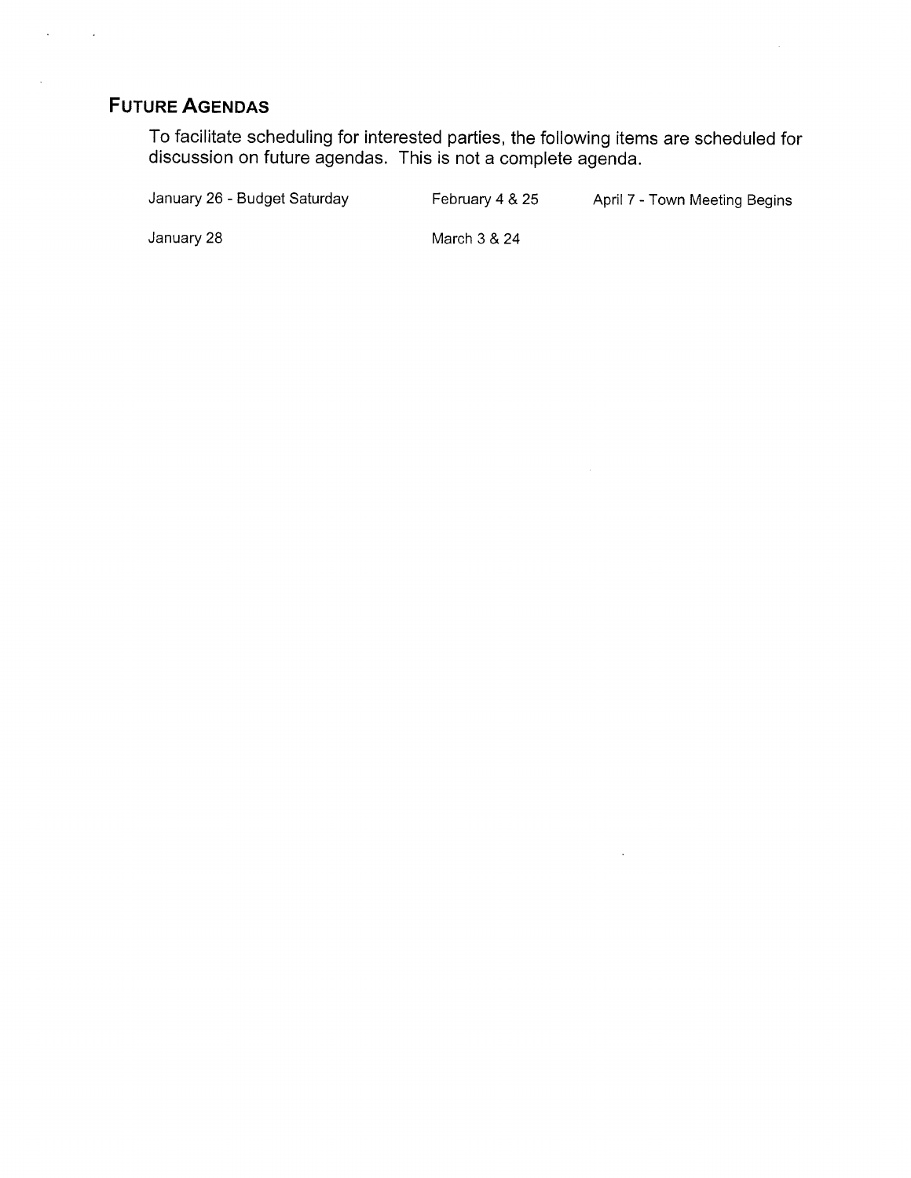## Future Agendas

To facilitate scheduling for interested parties, the following items are scheduled for discussion on future agendas. This is not a complete agenda.

| | | |
|---|---|---|
| January 26 - Budget Saturday | February 4 & 25 | April 7 - Town Meeting Begins |
| January 28 | March 3 & 24 | |